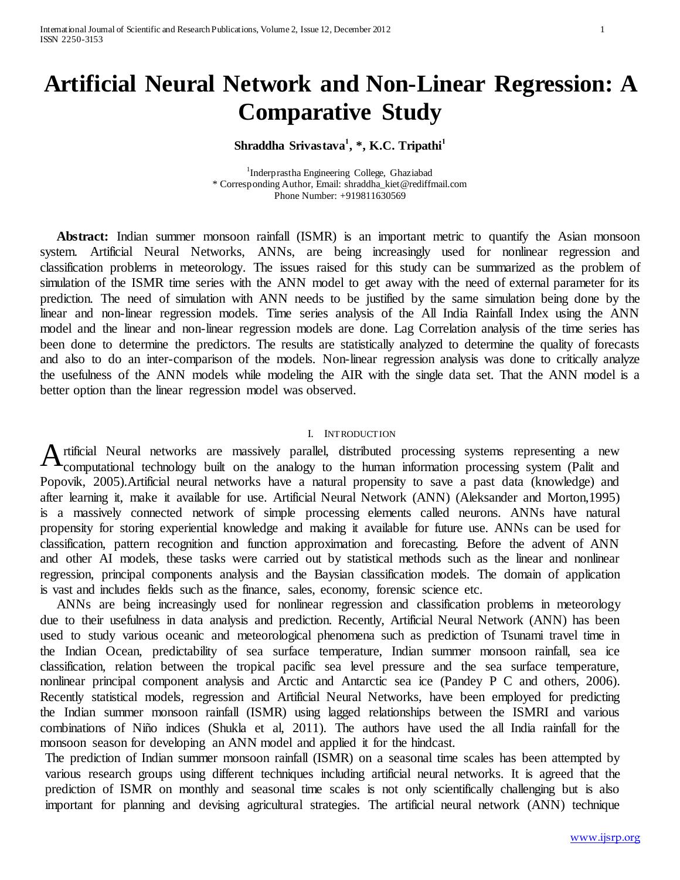# Artificial Neural Network and Non-Linear Regression: A Comparative Study

**Shraddha Srivastava[1], \*, K.C. Tripathi[1]**

[1]Inderprastha Engineering College, Ghaziabad
\* Corresponding Author, Email: shraddha_kiet@rediffmail.com
Phone Number: +919811630569

**Abstract:** Indian summer monsoon rainfall (ISMR) is an important metric to quantify the Asian monsoon system. Artificial Neural Networks, ANNs, are being increasingly used for nonlinear regression and classification problems in meteorology. The issues raised for this study can be summarized as the problem of simulation of the ISMR time series with the ANN model to get away with the need of external parameter for its prediction. The need of simulation with ANN needs to be justified by the same simulation being done by the linear and non-linear regression models. Time series analysis of the All India Rainfall Index using the ANN model and the linear and non-linear regression models are done. Lag Correlation analysis of the time series has been done to determine the predictors. The results are statistically analyzed to determine the quality of forecasts and also to do an inter-comparison of the models. Non-linear regression analysis was done to critically analyze the usefulness of the ANN models while modeling the AIR with the single data set. That the ANN model is a better option than the linear regression model was observed.

## I. INTRODUCTION

Artificial Neural networks are massively parallel, distributed processing systems representing a new computational technology built on the analogy to the human information processing system (Palit and Popovik, 2005).Artificial neural networks have a natural propensity to save a past data (knowledge) and after learning it, make it available for use. Artificial Neural Network (ANN) (Aleksander and Morton,1995) is a massively connected network of simple processing elements called neurons. ANNs have natural propensity for storing experiential knowledge and making it available for future use. ANNs can be used for classification, pattern recognition and function approximation and forecasting. Before the advent of ANN and other AI models, these tasks were carried out by statistical methods such as the linear and nonlinear regression, principal components analysis and the Baysian classification models. The domain of application is vast and includes fields such as the finance, sales, economy, forensic science etc.

ANNs are being increasingly used for nonlinear regression and classification problems in meteorology due to their usefulness in data analysis and prediction. Recently, Artificial Neural Network (ANN) has been used to study various oceanic and meteorological phenomena such as prediction of Tsunami travel time in the Indian Ocean, predictability of sea surface temperature, Indian summer monsoon rainfall, sea ice classification, relation between the tropical pacific sea level pressure and the sea surface temperature, nonlinear principal component analysis and Arctic and Antarctic sea ice (Pandey P C and others, 2006). Recently statistical models, regression and Artificial Neural Networks, have been employed for predicting the Indian summer monsoon rainfall (ISMR) using lagged relationships between the ISMRI and various combinations of Niño indices (Shukla et al, 2011). The authors have used the all India rainfall for the monsoon season for developing an ANN model and applied it for the hindcast.

The prediction of Indian summer monsoon rainfall (ISMR) on a seasonal time scales has been attempted by various research groups using different techniques including artificial neural networks. It is agreed that the prediction of ISMR on monthly and seasonal time scales is not only scientifically challenging but is also important for planning and devising agricultural strategies. The artificial neural network (ANN) technique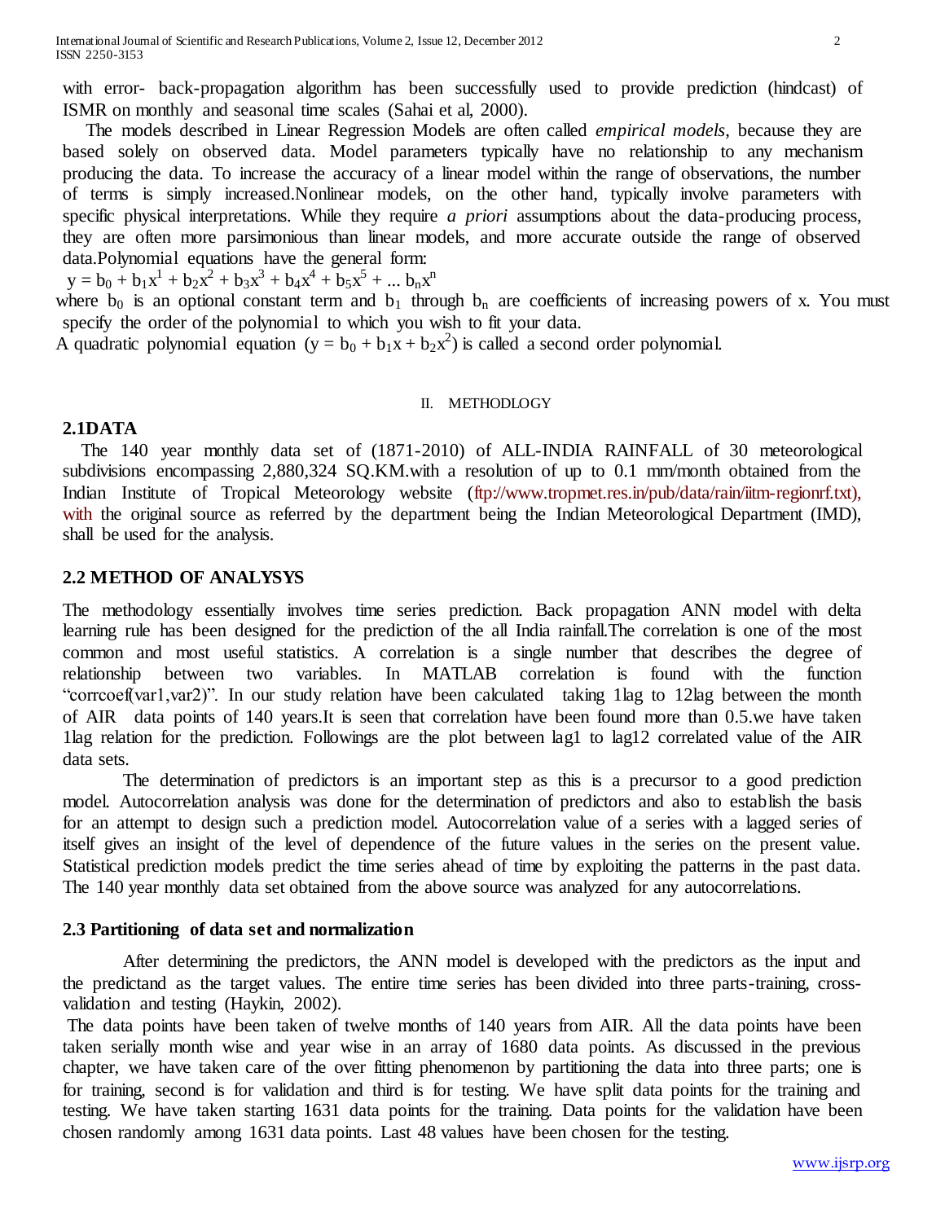with error- back-propagation algorithm has been successfully used to provide prediction (hindcast) of ISMR on monthly and seasonal time scales (Sahai et al, 2000).

The models described in Linear Regression Models are often called *empirical models*, because they are based solely on observed data. Model parameters typically have no relationship to any mechanism producing the data. To increase the accuracy of a linear model within the range of observations, the number of terms is simply increased.Nonlinear models, on the other hand, typically involve parameters with specific physical interpretations. While they require *a priori* assumptions about the data-producing process, they are often more parsimonious than linear models, and more accurate outside the range of observed data.Polynomial equations have the general form:

$$y = b_0 + b_1x^1 + b_2x^2 + b_3x^3 + b_4x^4 + b_5x^5 + ... b_nx^n$$

where $b_0$ is an optional constant term and $b_1$ through $b_n$ are coefficients of increasing powers of x. You must specify the order of the polynomial to which you wish to fit your data.

A quadratic polynomial equation ($y = b_0 + b_1x + b_2x^2$) is called a second order polynomial.

## II. METHODLOGY

### 2.1DATA

The 140 year monthly data set of (1871-2010) of ALL-INDIA RAINFALL of 30 meteorological subdivisions encompassing 2,880,324 SQ.KM.with a resolution of up to 0.1 mm/month obtained from the Indian Institute of Tropical Meteorology website (ftp://www.tropmet.res.in/pub/data/rain/iitm-regionrf.txt), with the original source as referred by the department being the Indian Meteorological Department (IMD), shall be used for the analysis.

### 2.2 METHOD OF ANALYSYS

The methodology essentially involves time series prediction. Back propagation ANN model with delta learning rule has been designed for the prediction of the all India rainfall.The correlation is one of the most common and most useful statistics. A correlation is a single number that describes the degree of relationship between two variables. In MATLAB correlation is found with the function "corrcoef(var1,var2)". In our study relation have been calculated taking 1lag to 12lag between the month of AIR data points of 140 years.It is seen that correlation have been found more than 0.5.we have taken 1lag relation for the prediction. Followings are the plot between lag1 to lag12 correlated value of the AIR data sets.

The determination of predictors is an important step as this is a precursor to a good prediction model. Autocorrelation analysis was done for the determination of predictors and also to establish the basis for an attempt to design such a prediction model. Autocorrelation value of a series with a lagged series of itself gives an insight of the level of dependence of the future values in the series on the present value. Statistical prediction models predict the time series ahead of time by exploiting the patterns in the past data. The 140 year monthly data set obtained from the above source was analyzed for any autocorrelations.

### 2.3 Partitioning of data set and normalization

After determining the predictors, the ANN model is developed with the predictors as the input and the predictand as the target values. The entire time series has been divided into three parts-training, cross-validation and testing (Haykin, 2002).

The data points have been taken of twelve months of 140 years from AIR. All the data points have been taken serially month wise and year wise in an array of 1680 data points. As discussed in the previous chapter, we have taken care of the over fitting phenomenon by partitioning the data into three parts; one is for training, second is for validation and third is for testing. We have split data points for the training and testing. We have taken starting 1631 data points for the training. Data points for the validation have been chosen randomly among 1631 data points. Last 48 values have been chosen for the testing.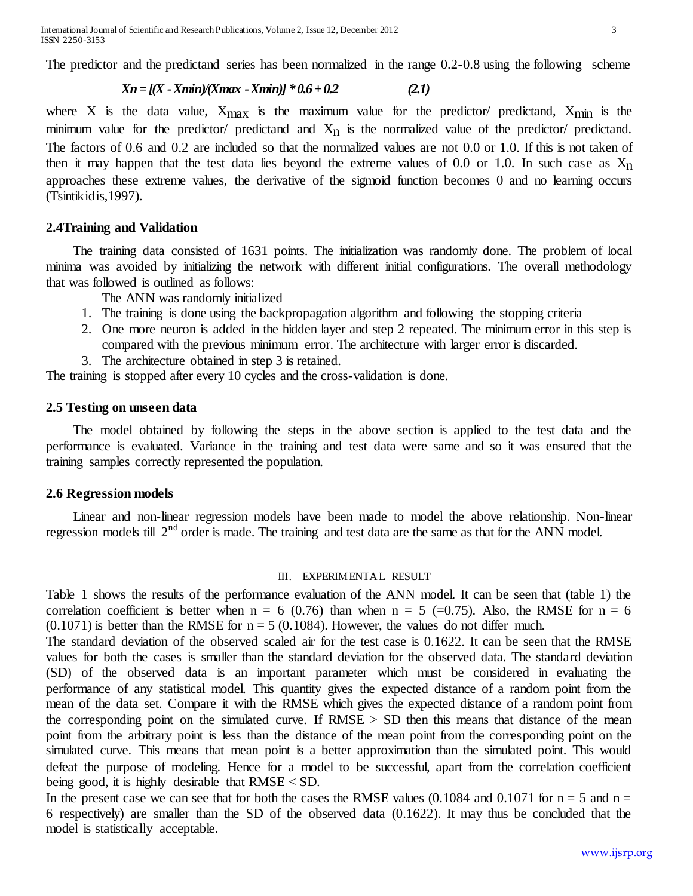The predictor and the predictand series has been normalized in the range 0.2-0.8 using the following scheme

$$Xn = [(X - Xmin)/(Xmax - Xmin)] * 0.6 + 0.2 \qquad (2.1)$$

where X is the data value, $X_{max}$ is the maximum value for the predictor/ predictand, $X_{min}$ is the minimum value for the predictor/ predictand and $X_n$ is the normalized value of the predictor/ predictand. The factors of 0.6 and 0.2 are included so that the normalized values are not 0.0 or 1.0. If this is not taken of then it may happen that the test data lies beyond the extreme values of 0.0 or 1.0. In such case as $X_n$ approaches these extreme values, the derivative of the sigmoid function becomes 0 and no learning occurs (Tsintikidis,1997).

## 2.4Training and Validation

The training data consisted of 1631 points. The initialization was randomly done. The problem of local minima was avoided by initializing the network with different initial configurations. The overall methodology that was followed is outlined as follows:

The ANN was randomly initialized

1. The training is done using the backpropagation algorithm and following the stopping criteria
2. One more neuron is added in the hidden layer and step 2 repeated. The minimum error in this step is compared with the previous minimum error. The architecture with larger error is discarded.
3. The architecture obtained in step 3 is retained.

The training is stopped after every 10 cycles and the cross-validation is done.

## 2.5 Testing on unseen data

The model obtained by following the steps in the above section is applied to the test data and the performance is evaluated. Variance in the training and test data were same and so it was ensured that the training samples correctly represented the population.

## 2.6 Regression models

Linear and non-linear regression models have been made to model the above relationship. Non-linear regression models till $2^{nd}$ order is made. The training and test data are the same as that for the ANN model.

# III. EXPERIMENTAL RESULT

Table 1 shows the results of the performance evaluation of the ANN model. It can be seen that (table 1) the correlation coefficient is better when n = 6 (0.76) than when n = 5 (=0.75). Also, the RMSE for n = 6 (0.1071) is better than the RMSE for n = 5 (0.1084). However, the values do not differ much.

The standard deviation of the observed scaled air for the test case is 0.1622. It can be seen that the RMSE values for both the cases is smaller than the standard deviation for the observed data. The standard deviation (SD) of the observed data is an important parameter which must be considered in evaluating the performance of any statistical model. This quantity gives the expected distance of a random point from the mean of the data set. Compare it with the RMSE which gives the expected distance of a random point from the corresponding point on the simulated curve. If RMSE > SD then this means that distance of the mean point from the arbitrary point is less than the distance of the mean point from the corresponding point on the simulated curve. This means that mean point is a better approximation than the simulated point. This would defeat the purpose of modeling. Hence for a model to be successful, apart from the correlation coefficient being good, it is highly desirable that RMSE < SD.

In the present case we can see that for both the cases the RMSE values (0.1084 and 0.1071 for n = 5 and n = 6 respectively) are smaller than the SD of the observed data (0.1622). It may thus be concluded that the model is statistically acceptable.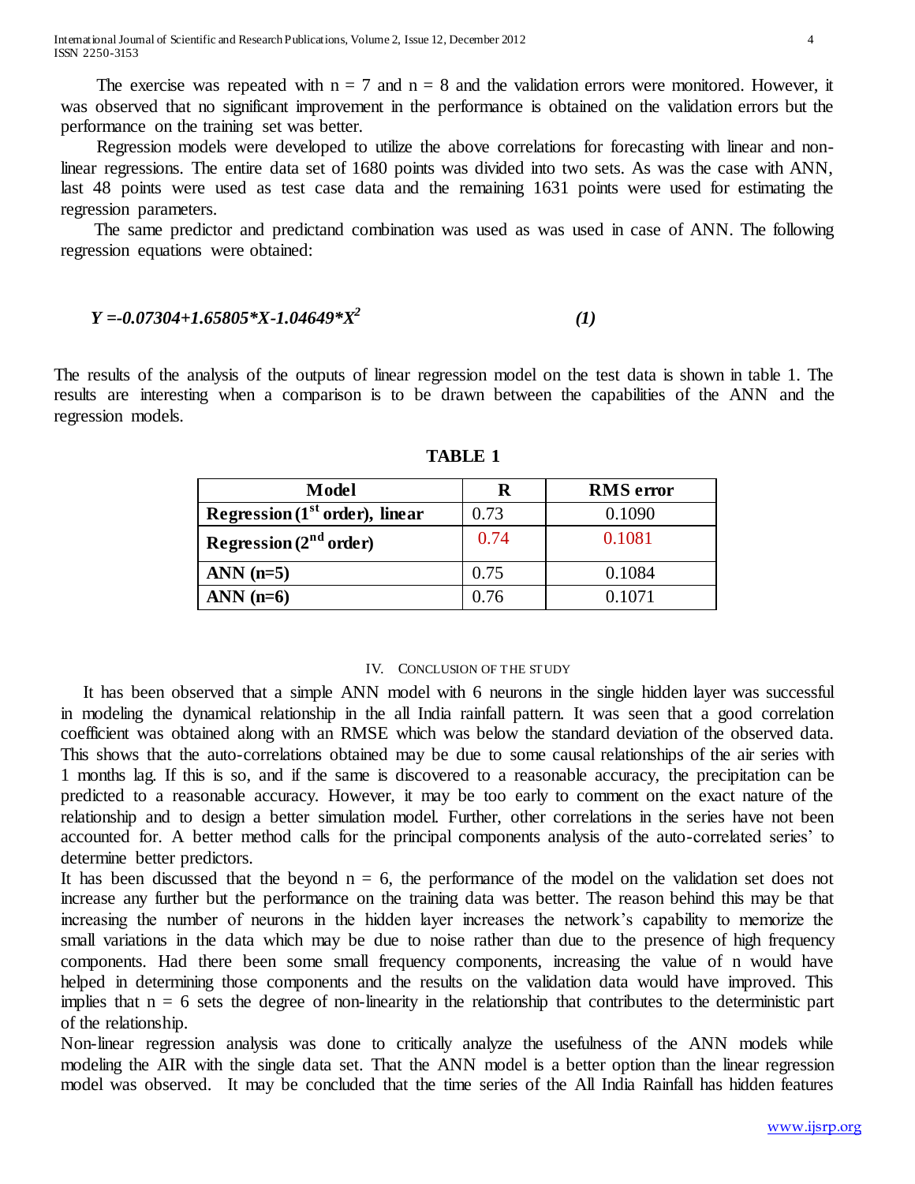The exercise was repeated with n = 7 and n = 8 and the validation errors were monitored. However, it was observed that no significant improvement in the performance is obtained on the validation errors but the performance on the training set was better.

Regression models were developed to utilize the above correlations for forecasting with linear and non-linear regressions. The entire data set of 1680 points was divided into two sets. As was the case with ANN, last 48 points were used as test case data and the remaining 1631 points were used for estimating the regression parameters.

The same predictor and predictand combination was used as was used in case of ANN. The following regression equations were obtained:

$$Y = -0.07304 + 1.65805 * X - 1.04649 * X^2 \qquad (1)$$

The results of the analysis of the outputs of linear regression model on the test data is shown in table 1. The results are interesting when a comparison is to be drawn between the capabilities of the ANN and the regression models.

**TABLE 1**

| Model | R | RMS error |
|---|---|---|
| **Regression (1st order), linear** | 0.73 | 0.1090 |
| **Regression (2nd order)** | 0.74 | 0.1081 |
| **ANN (n=5)** | 0.75 | 0.1084 |
| **ANN (n=6)** | 0.76 | 0.1071 |

## IV. Conclusion of the Study

It has been observed that a simple ANN model with 6 neurons in the single hidden layer was successful in modeling the dynamical relationship in the all India rainfall pattern. It was seen that a good correlation coefficient was obtained along with an RMSE which was below the standard deviation of the observed data. This shows that the auto-correlations obtained may be due to some causal relationships of the air series with 1 months lag. If this is so, and if the same is discovered to a reasonable accuracy, the precipitation can be predicted to a reasonable accuracy. However, it may be too early to comment on the exact nature of the relationship and to design a better simulation model. Further, other correlations in the series have not been accounted for. A better method calls for the principal components analysis of the auto-correlated series' to determine better predictors.

It has been discussed that the beyond n = 6, the performance of the model on the validation set does not increase any further but the performance on the training data was better. The reason behind this may be that increasing the number of neurons in the hidden layer increases the network's capability to memorize the small variations in the data which may be due to noise rather than due to the presence of high frequency components. Had there been some small frequency components, increasing the value of n would have helped in determining those components and the results on the validation data would have improved. This implies that n = 6 sets the degree of non-linearity in the relationship that contributes to the deterministic part of the relationship.

Non-linear regression analysis was done to critically analyze the usefulness of the ANN models while modeling the AIR with the single data set. That the ANN model is a better option than the linear regression model was observed. It may be concluded that the time series of the All India Rainfall has hidden features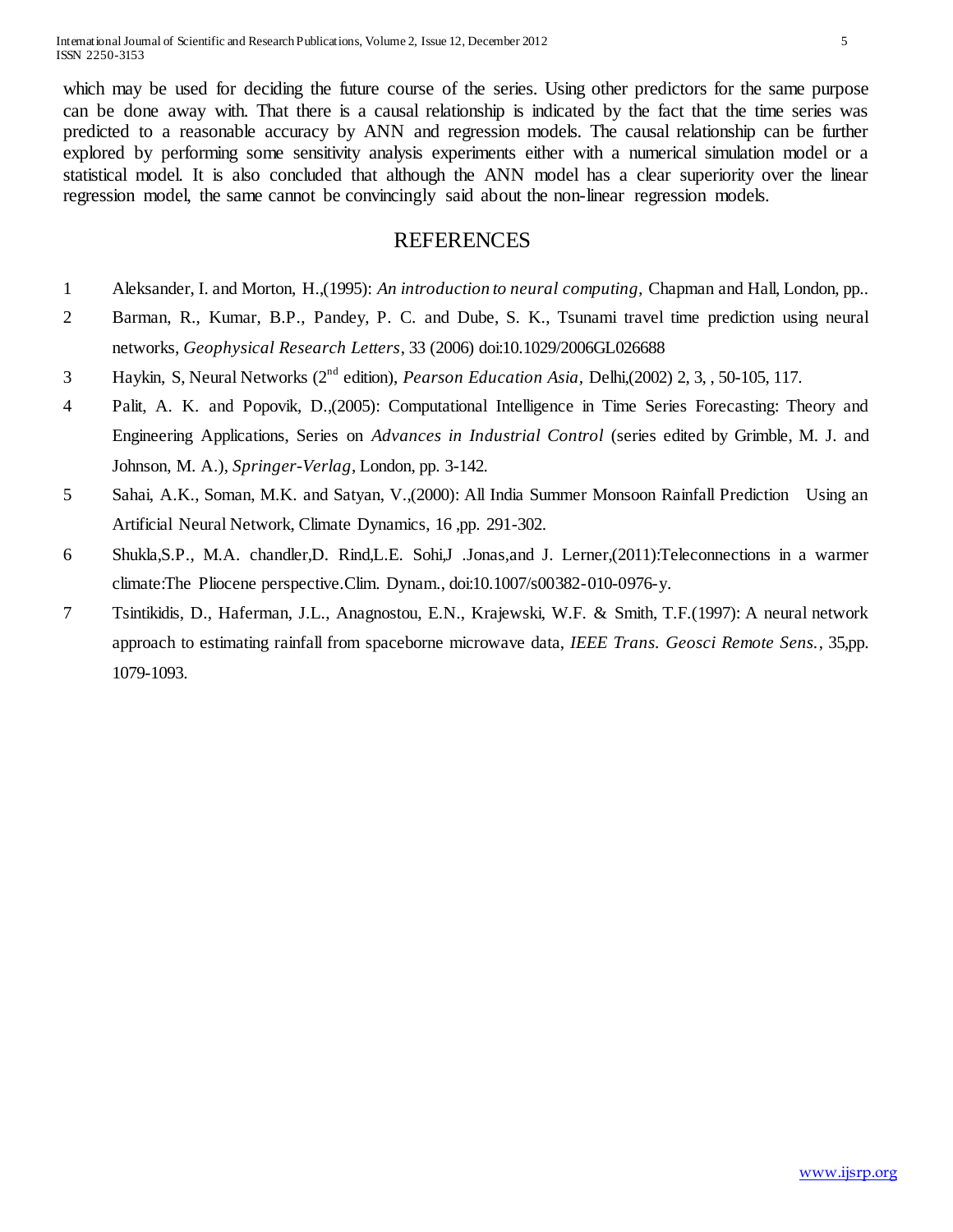which may be used for deciding the future course of the series. Using other predictors for the same purpose can be done away with. That there is a causal relationship is indicated by the fact that the time series was predicted to a reasonable accuracy by ANN and regression models. The causal relationship can be further explored by performing some sensitivity analysis experiments either with a numerical simulation model or a statistical model. It is also concluded that although the ANN model has a clear superiority over the linear regression model, the same cannot be convincingly said about the non-linear regression models.

## REFERENCES

1. Aleksander, I. and Morton, H.,(1995): *An introduction to neural computing*, Chapman and Hall, London, pp..
2. Barman, R., Kumar, B.P., Pandey, P. C. and Dube, S. K., Tsunami travel time prediction using neural networks, *Geophysical Research Letters*, 33 (2006) doi:10.1029/2006GL026688
3. Haykin, S, Neural Networks (2nd edition), *Pearson Education Asia*, Delhi,(2002) 2, 3, , 50-105, 117.
4. Palit, A. K. and Popovik, D.,(2005): Computational Intelligence in Time Series Forecasting: Theory and Engineering Applications, Series on *Advances in Industrial Control* (series edited by Grimble, M. J. and Johnson, M. A.), *Springer-Verlag*, London, pp. 3-142.
5. Sahai, A.K., Soman, M.K. and Satyan, V.,(2000): All India Summer Monsoon Rainfall Prediction Using an Artificial Neural Network, Climate Dynamics, 16 ,pp. 291-302.
6. Shukla,S.P., M.A. chandler,D. Rind,L.E. Sohi,J .Jonas,and J. Lerner,(2011):Teleconnections in a warmer climate:The Pliocene perspective.Clim. Dynam., doi:10.1007/s00382-010-0976-y.
7. Tsintikidis, D., Haferman, J.L., Anagnostou, E.N., Krajewski, W.F. & Smith, T.F.(1997): A neural network approach to estimating rainfall from spaceborne microwave data, *IEEE Trans. Geosci Remote Sens.*, 35,pp. 1079-1093.